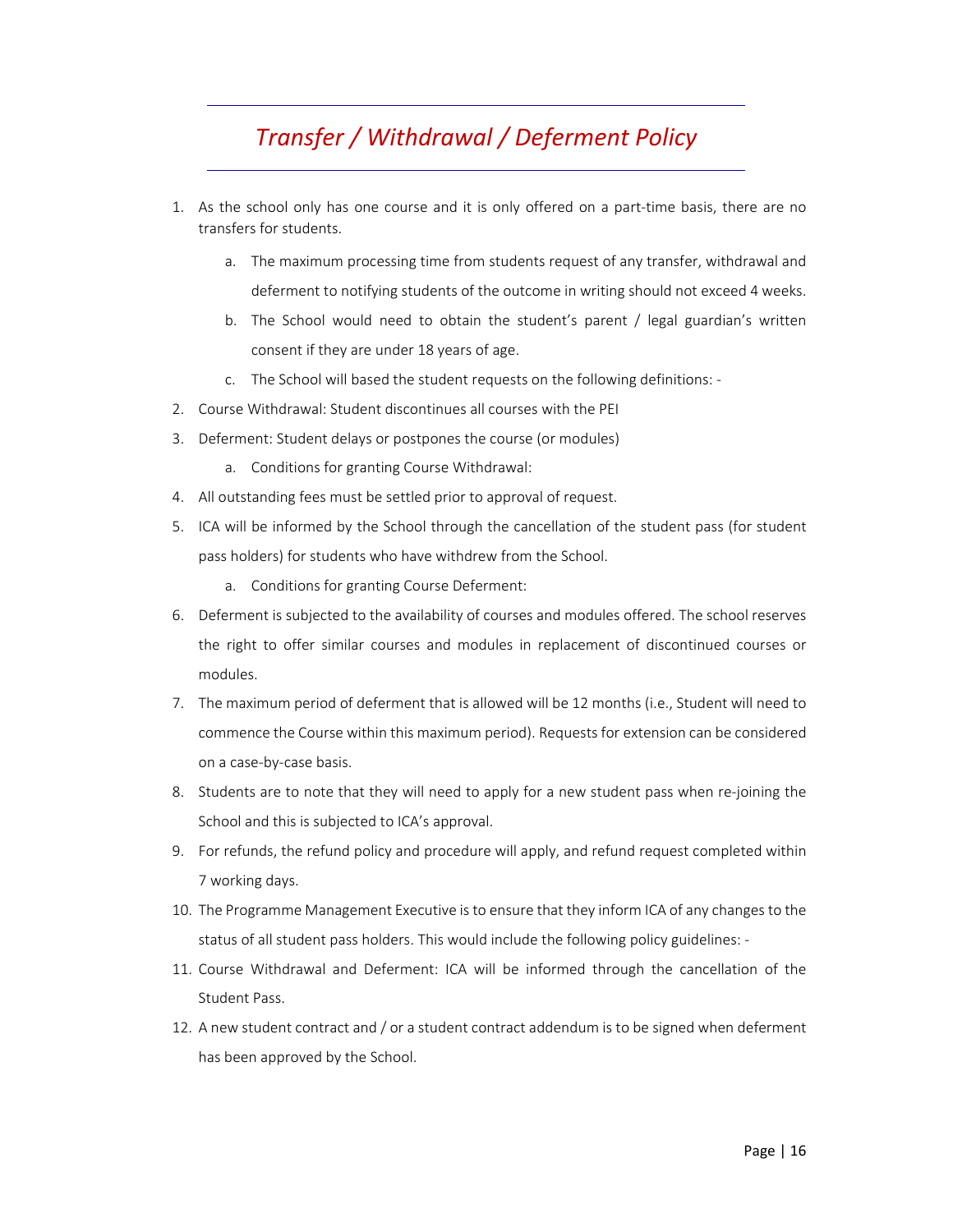# *Transfer / Withdrawal / Deferment Policy*

1. As the school only has one course and it is only offered on a part-time basis, there are no transfers for students.
    a. The maximum processing time from students request of any transfer, withdrawal and deferment to notifying students of the outcome in writing should not exceed 4 weeks.
    b. The School would need to obtain the student's parent / legal guardian's written consent if they are under 18 years of age.
    c. The School will based the student requests on the following definitions: -
2. Course Withdrawal: Student discontinues all courses with the PEI
3. Deferment: Student delays or postpones the course (or modules)
    a. Conditions for granting Course Withdrawal:
4. All outstanding fees must be settled prior to approval of request.
5. ICA will be informed by the School through the cancellation of the student pass (for student pass holders) for students who have withdrew from the School.
    a. Conditions for granting Course Deferment:
6. Deferment is subjected to the availability of courses and modules offered. The school reserves the right to offer similar courses and modules in replacement of discontinued courses or modules.
7. The maximum period of deferment that is allowed will be 12 months (i.e., Student will need to commence the Course within this maximum period). Requests for extension can be considered on a case-by-case basis.
8. Students are to note that they will need to apply for a new student pass when re-joining the School and this is subjected to ICA's approval.
9. For refunds, the refund policy and procedure will apply, and refund request completed within 7 working days.
10. The Programme Management Executive is to ensure that they inform ICA of any changes to the status of all student pass holders. This would include the following policy guidelines: -
11. Course Withdrawal and Deferment: ICA will be informed through the cancellation of the Student Pass.
12. A new student contract and / or a student contract addendum is to be signed when deferment has been approved by the School.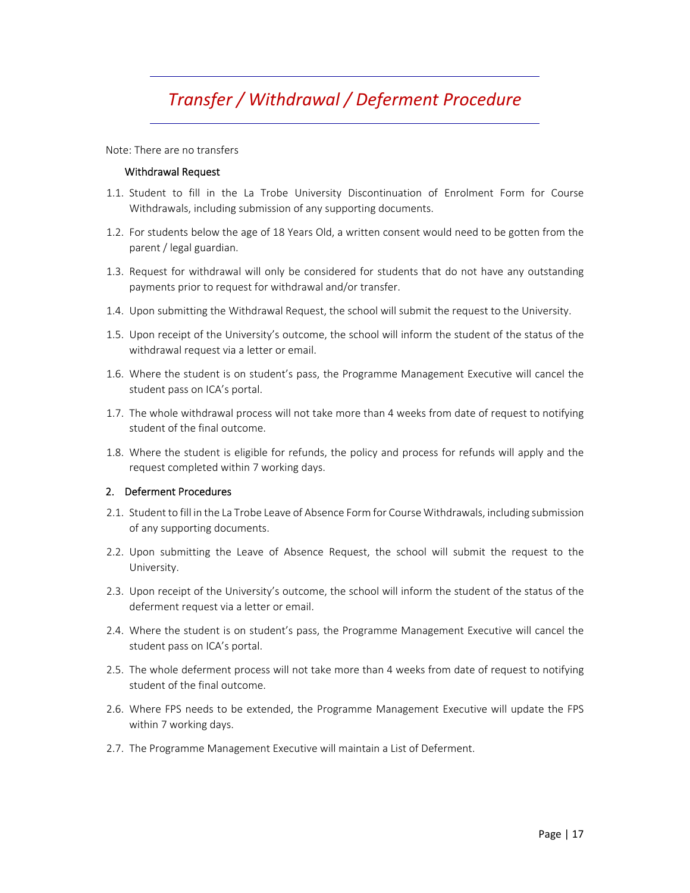# *Transfer / Withdrawal / Deferment Procedure*

Note: There are no transfers

## Withdrawal Request

1.1. Student to fill in the La Trobe University Discontinuation of Enrolment Form for Course Withdrawals, including submission of any supporting documents.

1.2. For students below the age of 18 Years Old, a written consent would need to be gotten from the parent / legal guardian.

1.3. Request for withdrawal will only be considered for students that do not have any outstanding payments prior to request for withdrawal and/or transfer.

1.4. Upon submitting the Withdrawal Request, the school will submit the request to the University.

1.5. Upon receipt of the University's outcome, the school will inform the student of the status of the withdrawal request via a letter or email.

1.6. Where the student is on student's pass, the Programme Management Executive will cancel the student pass on ICA's portal.

1.7. The whole withdrawal process will not take more than 4 weeks from date of request to notifying student of the final outcome.

1.8. Where the student is eligible for refunds, the policy and process for refunds will apply and the request completed within 7 working days.

## 2. Deferment Procedures

2.1. Student to fill in the La Trobe Leave of Absence Form for Course Withdrawals, including submission of any supporting documents.

2.2. Upon submitting the Leave of Absence Request, the school will submit the request to the University.

2.3. Upon receipt of the University's outcome, the school will inform the student of the status of the deferment request via a letter or email.

2.4. Where the student is on student's pass, the Programme Management Executive will cancel the student pass on ICA's portal.

2.5. The whole deferment process will not take more than 4 weeks from date of request to notifying student of the final outcome.

2.6. Where FPS needs to be extended, the Programme Management Executive will update the FPS within 7 working days.

2.7. The Programme Management Executive will maintain a List of Deferment.